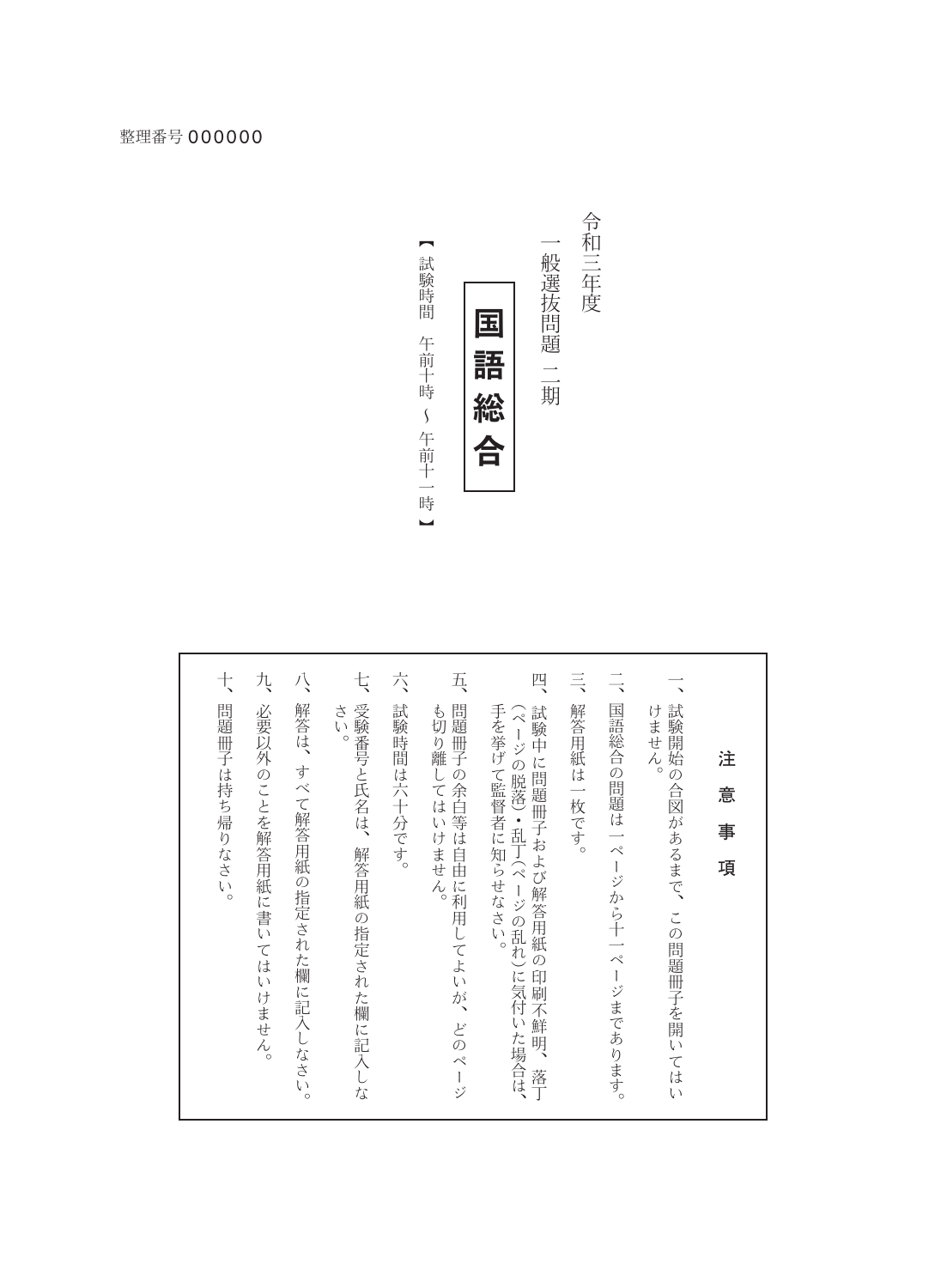整理番号 000000

令和三年度

一般選抜問題 二期

# 国語総合

【試験時間　午前十時 ～ 午前十一時】

## 注意事項

一、試験開始の合図があるまで、この問題冊子を開いてはいけません。

二、国語総合の問題は一ページから十一ページまであります。

三、解答用紙は一枚です。

四、試験中に問題冊子および解答用紙の印刷不鮮明、落丁（ページの脱落）・乱丁（ページの乱れ）に気付いた場合は、手を挙げて監督者に知らせなさい。

五、問題冊子の余白等は自由に利用してよいが、どのページも切り離してはいけません。

六、試験時間は六十分です。

七、受験番号と氏名は、解答用紙の指定された欄に記入しなさい。

八、解答は、すべて解答用紙の指定された欄に記入しなさい。

九、必要以外のことを解答用紙に書いてはいけません。

十、問題冊子は持ち帰りなさい。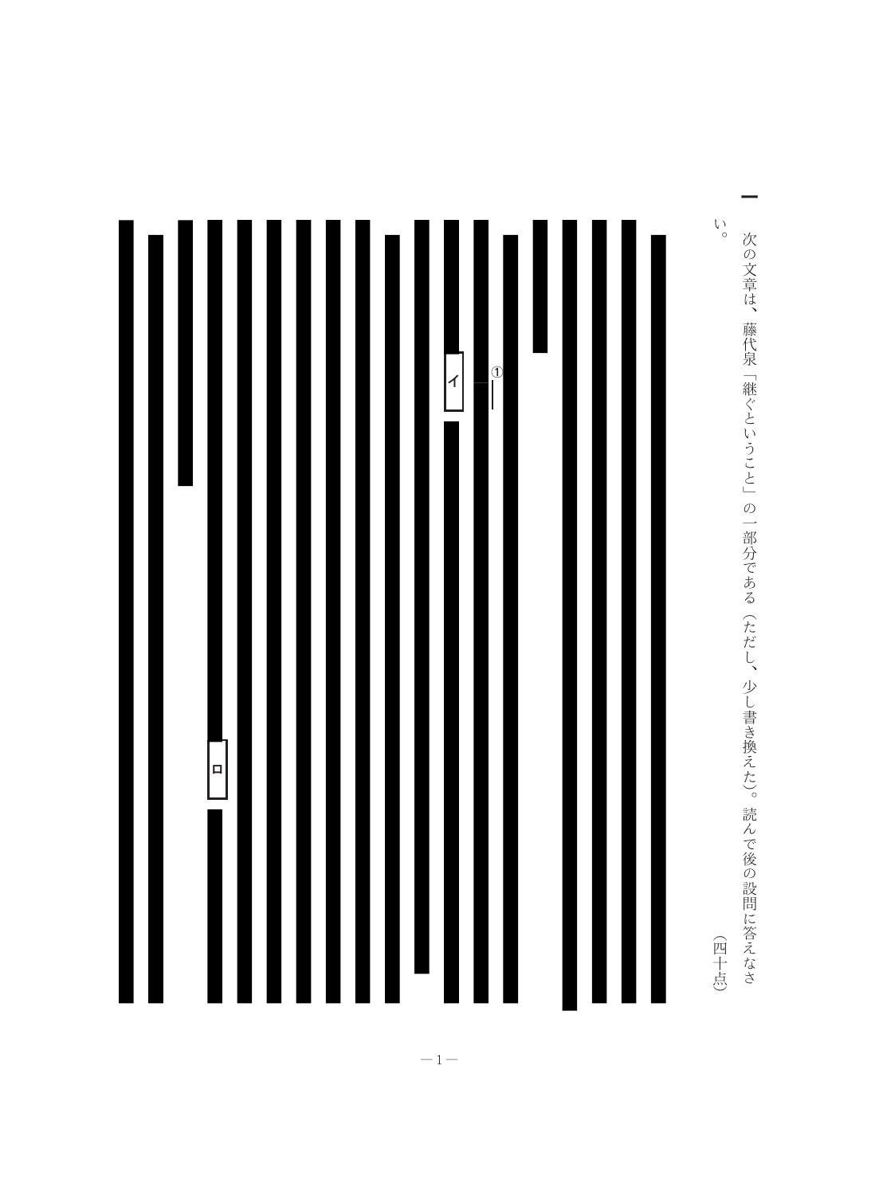一　次の文章は、藤代泉「継ぐということ」の一部分である（ただし、少し書き換えた）。読んで後の設問に答えなさい。（四十点）

イ

①

ロ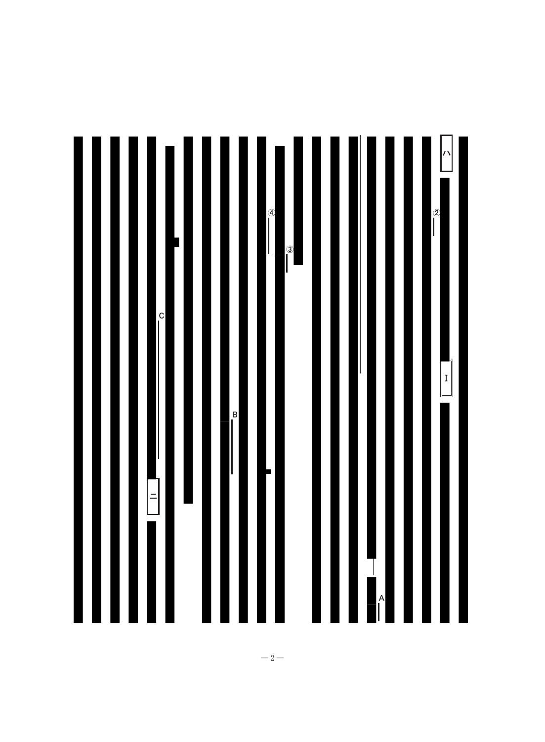ハ

②

Ⅰ

A

③

④

B

C

二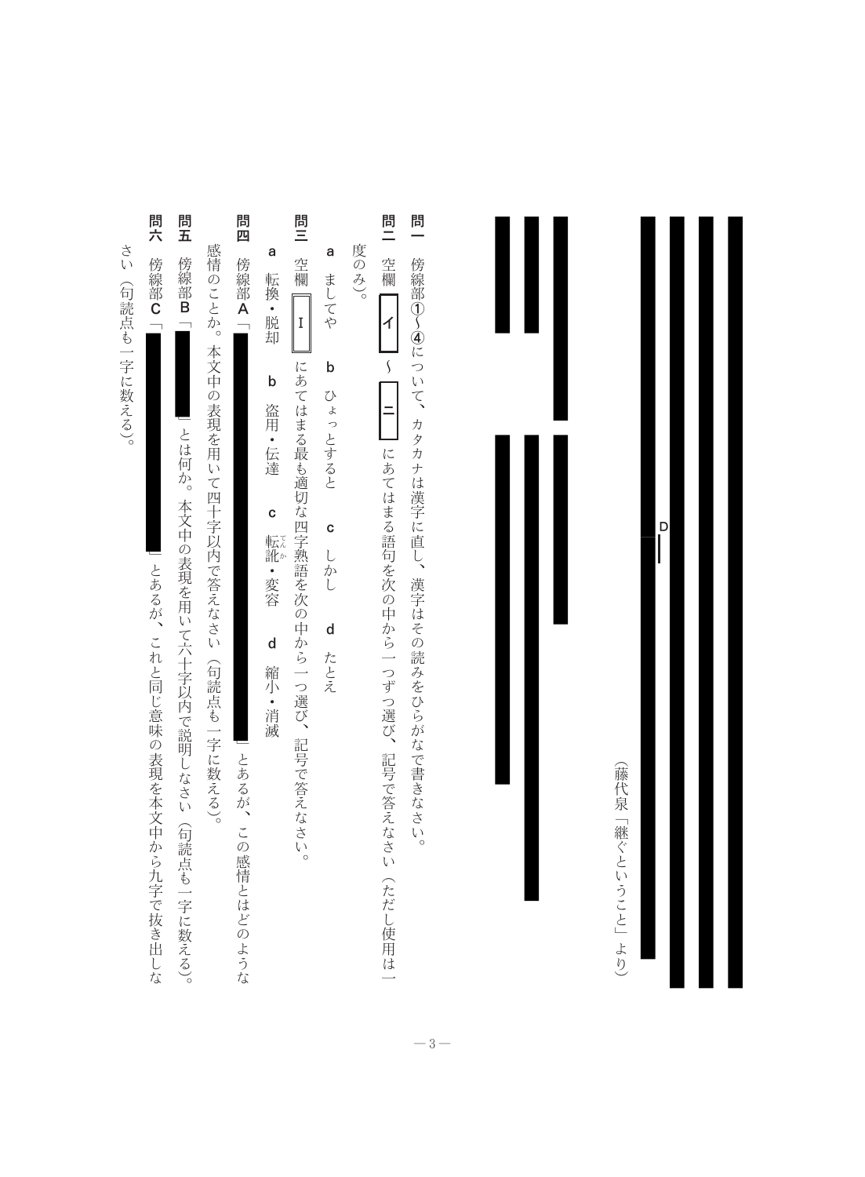（藤代泉「継ぐということ」より）

**問一**　傍線部①～④について、カタカナは漢字に直し、漢字はその読みをひらがなで書きなさい。

**問二**　空欄 イ ～ ニ にあてはまる語句を次の中から一つずつ選び、記号で答えなさい（ただし使用は一度のみ）。

a　ましてや　　b　ひょっとすると　　c　しかし　　d　たとえ

**問三**　空欄 Ｉ にあてはまる最も適切な四字熟語を次の中から一つ選び、記号で答えなさい。

a　転換・脱却　　b　盗用・伝達　　c　転訛（てんか）・変容　　d　縮小・消滅

**問四**　傍線部Ａ「　」とあるが、この感情とはどのような感情のことか。本文中の表現を用いて四十字以内で答えなさい（句読点も一字に数える）。

**問五**　傍線部Ｂ「　」とは何か。本文中の表現を用いて六十字以内で説明しなさい（句読点も一字に数える）。

**問六**　傍線部Ｃ「　」とあるが、これと同じ意味の表現を本文中から九字で抜き出しなさい（句読点も一字に数える）。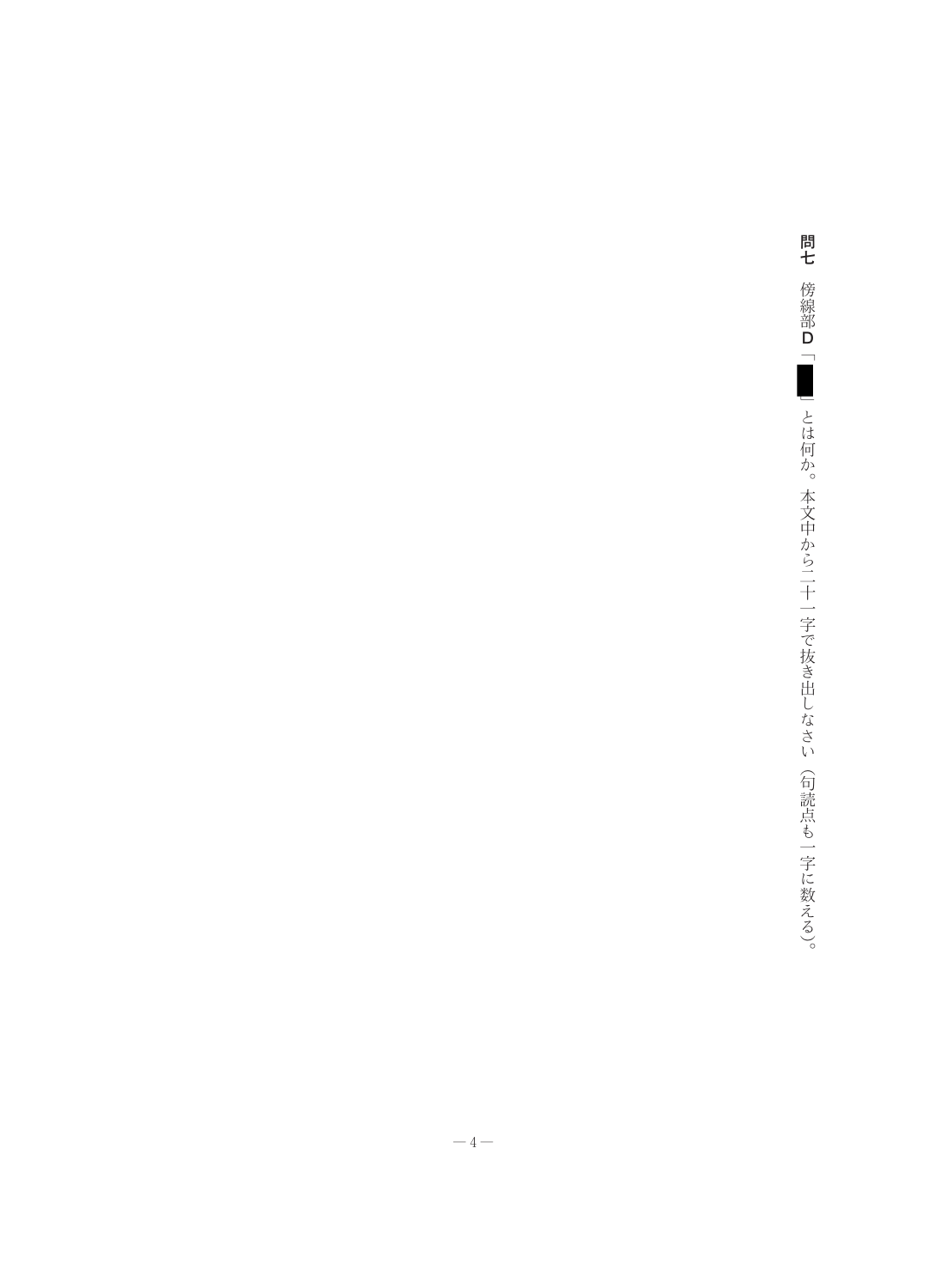問七　傍線部Ｄ「█」とは何か。本文中から二十一字で抜き出しなさい（句読点も一字に数える）。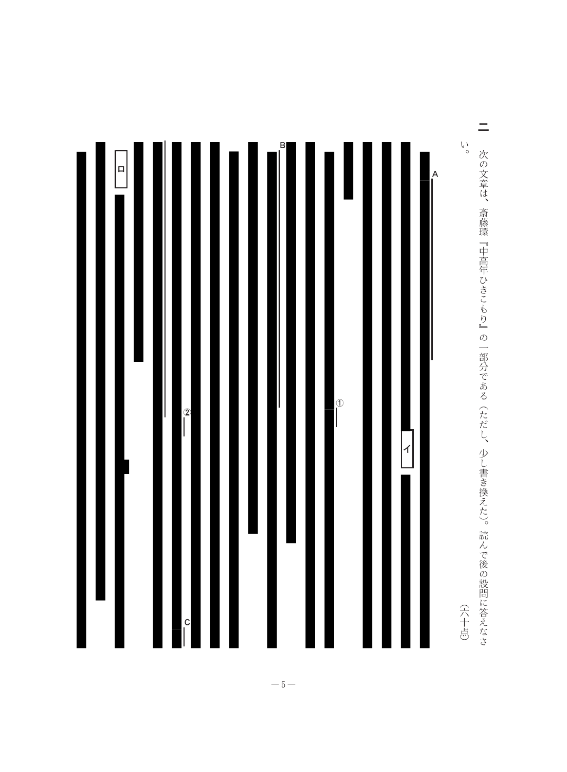二　次の文章は、斎藤環『中高年ひきこもり』の一部分である（ただし、少し書き換えた）。読んで後の設問に答えなさい。（六十点）

A

イ

①

B

②

C

ロ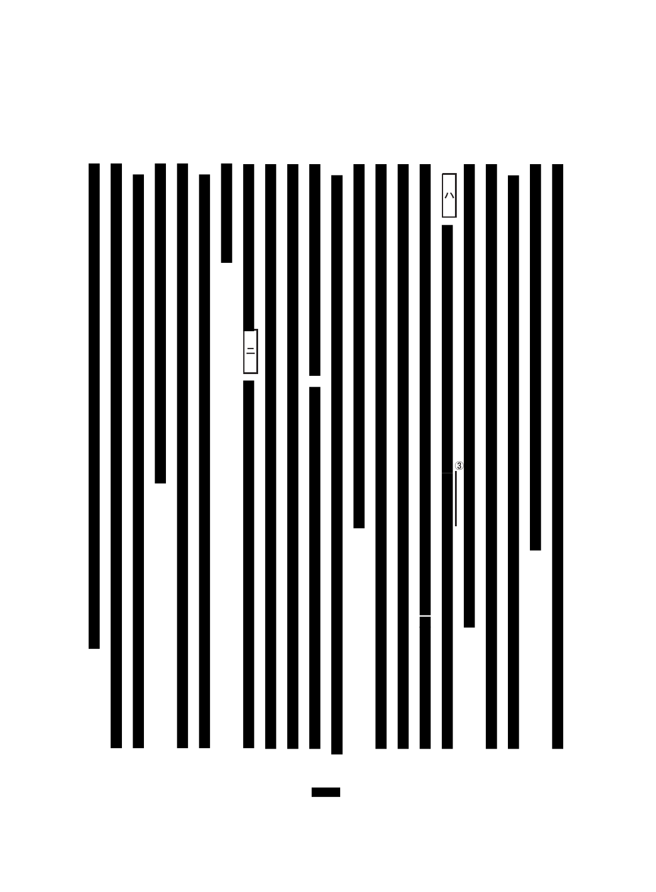八

③

二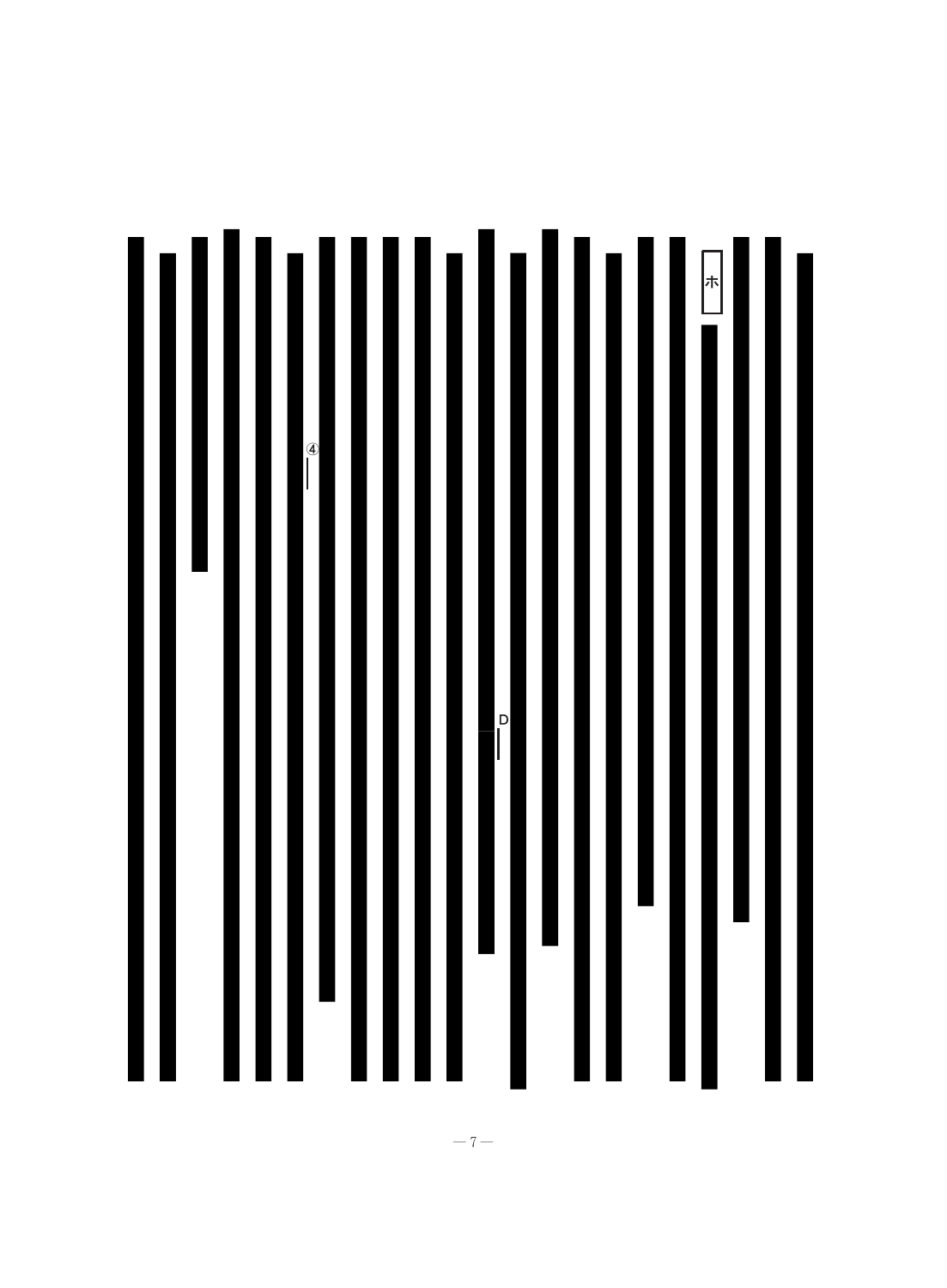ホ

D

④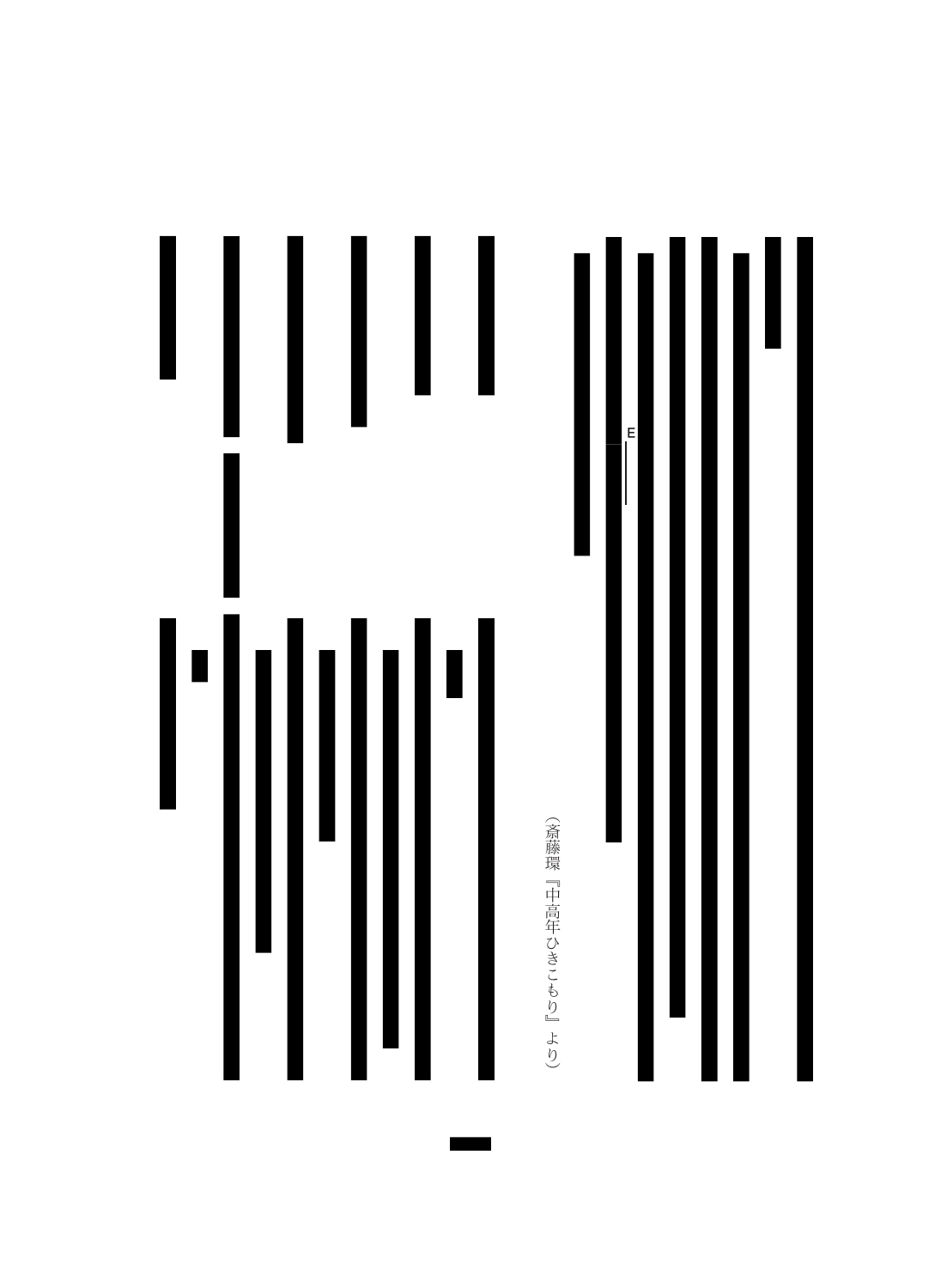E

（斎藤環『中高年ひきこもり』より）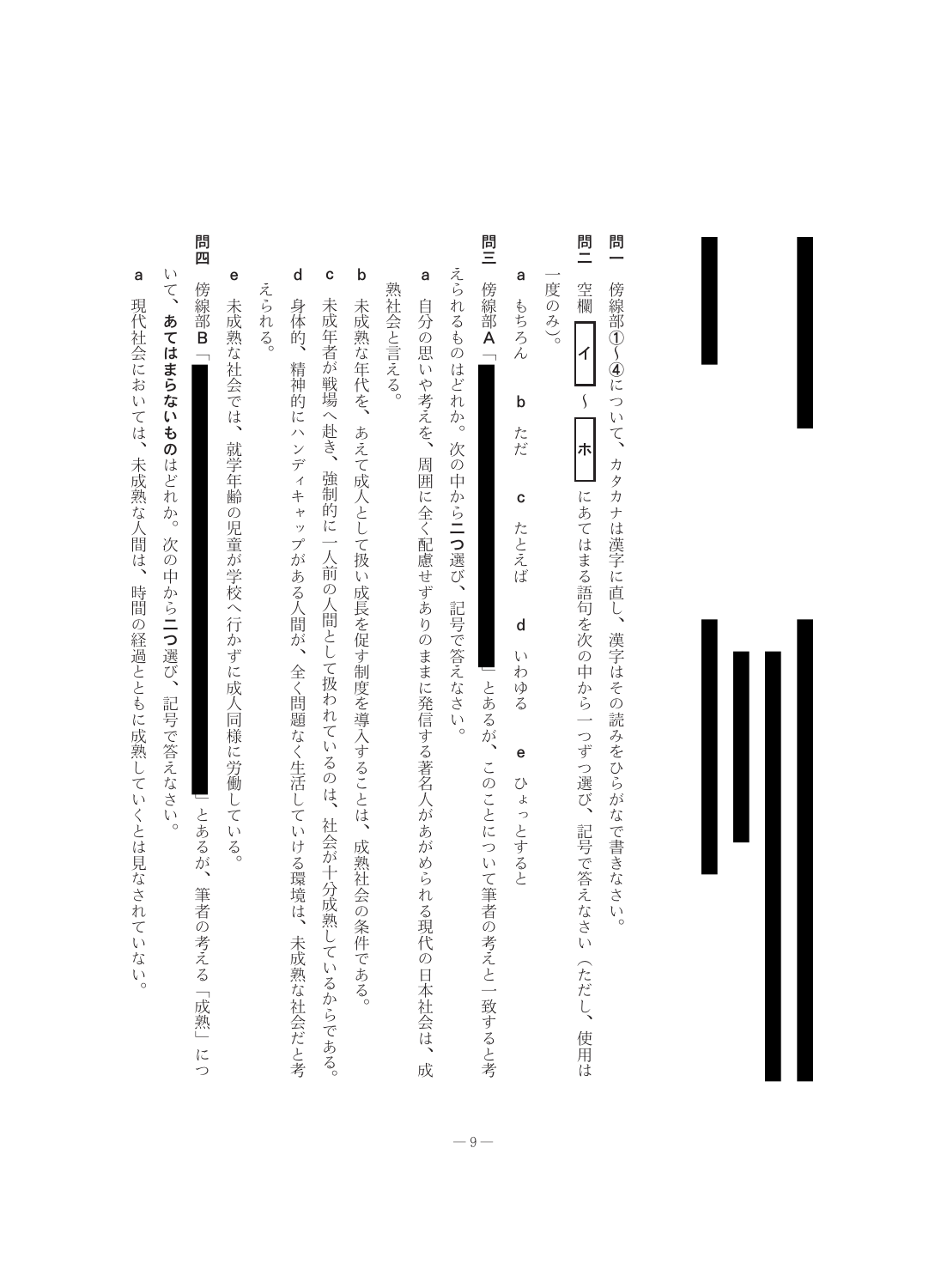**問一** 傍線部①～④について、カタカナは漢字に直し、漢字はその読みをひらがなで書きなさい。

**問二** 空欄 イ ～ ホ にあてはまる語句を次の中から一つずつ選び、記号で答えなさい（ただし、使用は一度のみ）。

a もちろん　b ただ　c たとえば　d いわゆる　e ひょっとすると

**問三** 傍線部A「　」とあるが、このことについて筆者の考えと一致すると考えられるものはどれか。次の中から**二つ**選び、記号で答えなさい。

a 自分の思いや考えを、周囲に全く配慮せずありのままに発信する著名人があがめられる現代の日本社会は、成熟社会と言える。

b 未成熟な年代を、あえて成人として扱い成長を促す制度を導入することは、成熟社会の条件である。

c 未成年者が戦場へ赴き、強制的に一人前の人間として扱われているのは、社会が十分成熟しているからである。

d 身体的、精神的にハンディキャップがある人間が、全く問題なく生活していける環境は、未成熟な社会だと考えられる。

e 未成熟な社会では、就学年齢の児童が学校へ行かずに成人同様に労働している。

**問四** 傍線部B「　」とあるが、筆者の考える「成熟」について、**あてはまらないもの**はどれか。次の中から**二つ**選び、記号で答えなさい。

a 現代社会においては、未成熟な人間は、時間の経過とともに成熟していくとは見なされていない。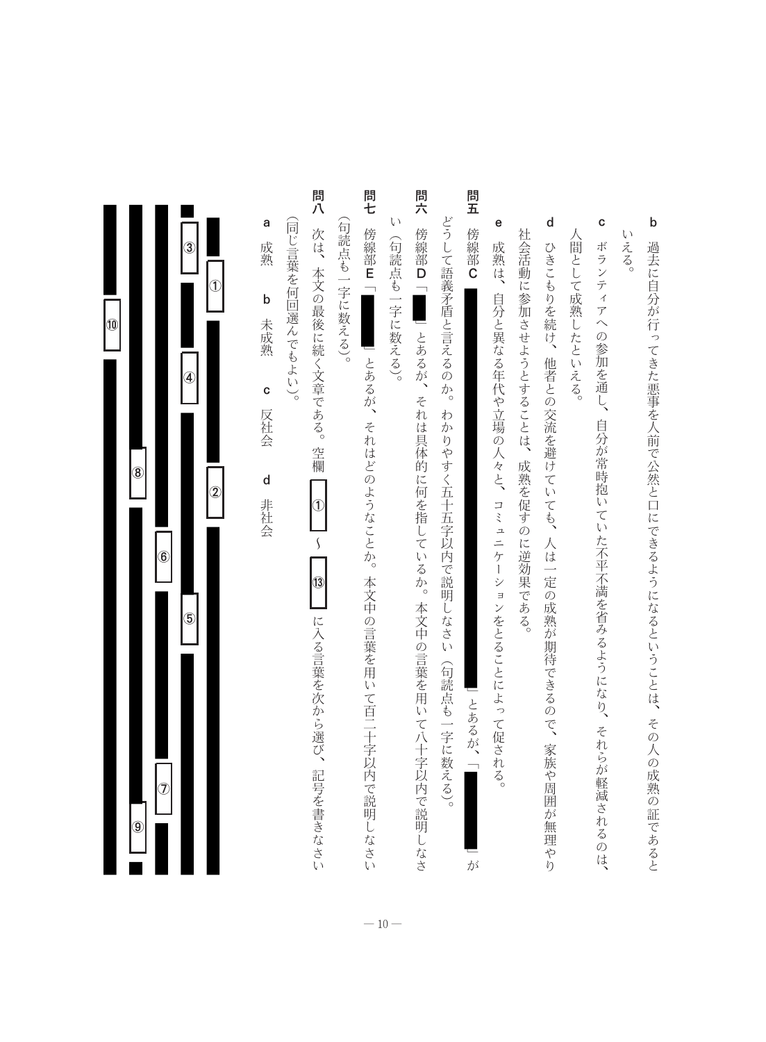b　過去に自分が行ってきた悪事を人前で公然と口にできるようになるということは、その人の成熟の証であるといえる。

c　ボランティアへの参加を通し、自分が常時抱いていた不平不満を省みるようになり、それらが軽減されるのは、人間として成熟したといえる。

d　ひきこもりを続け、他者との交流を避けていても、人は一定の成熟が期待できるので、家族や周囲が無理やり社会活動に参加させようとすることは、成熟を促すのに逆効果である。

e　成熟は、自分と異なる年代や立場の人々と、コミュニケーションをとることによって促される。

**問五**　傍線部C「■■■■■■■■■■■■■■■■」とあるが、「■■」がどうして語義矛盾と言えるのか。わかりやすく五十五字以内で説明しなさい（句読点も一字に数える）。

**問六**　傍線部D「■」とあるが、それは具体的に何を指しているか。本文中の言葉を用いて八十字以内で説明しなさい（句読点も一字に数える）。

**問七**　傍線部E「■」とあるが、それはどのようなことか。本文中の言葉を用いて百二十字以内で説明しなさい（句読点も一字に数える）。

**問八**　次は、本文の最後に続く文章である。空欄 ① ～ ⑬ に入る言葉を次から選び、記号を書きなさい（同じ言葉を何回選んでもよい）。

a　成熟　　b　未成熟　　c　反社会　　d　非社会

■■■■■ ① ■■■■■■■■ ② ■■■■■■■■■■■■■■■■

■ ③ ■■■■ ④ ■■■■■■■■■■ ⑤ ■■■■■■■■■■■■

■■■■■■■■■■■■■■■ ⑥ ■■■■■■■■■ ⑦ ■■■■

■■■■■■■■■■■■■■■ ⑧ ■■■■■■■■■■■■■■ ⑨ ■

■■■■■■■ ⑩ ■■■■■■■■■■■■■■■■■■■■■■■■■■■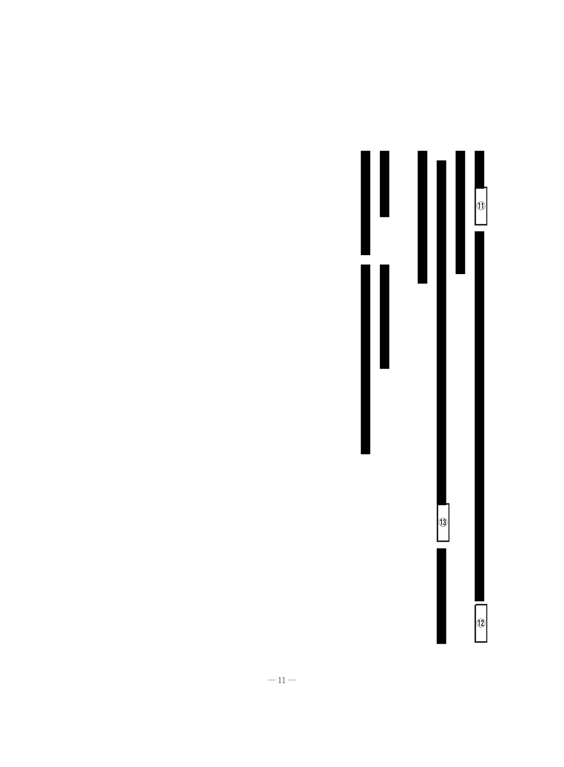⑪

⑫

⑬